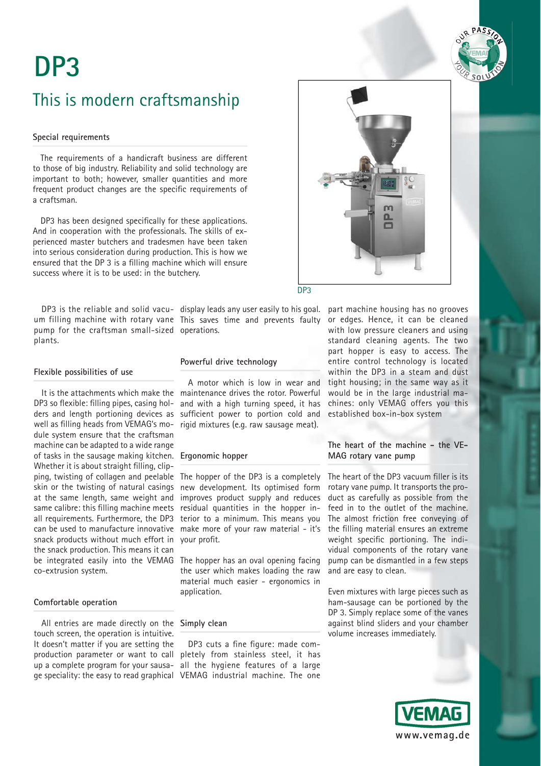# DP3

## This is modern craftsmanship

### Special requirements

The requirements of a handicraft business are different to those of big industry. Reliability and solid technology are important to both; however, smaller quantities and more frequent product changes are the specific requirements of a craftsman.

DP3 has been designed specifically for these applications. And in cooperation with the professionals. The skills of experienced master butchers and tradesmen have been taken into serious consideration during production. This is how we ensured that the DP 3 is a filling machine which will ensure success where it is to be used: in the butchery.

DP3

DP3 is the reliable and solid vacuum filling machine with rotary vane pump for the craftsman small-sized plants.

### Flexible possibilities of use

It is the attachments which make the DP3 so flexible: filling pipes, casing holders and length portioning devices as well as filling heads from VEMAG's module system ensure that the craftsman machine can be adapted to a wide range of tasks in the sausage making kitchen. Whether it is about straight filling, clipping, twisting of collagen and peelable skin or the twisting of natural casings at the same length, same weight and same calibre: this filling machine meets all requirements. Furthermore, the DP3 can be used to manufacture innovative snack products without much effort in the snack production. This means it can be integrated easily into the VEMAG co-extrusion system.

### Comfortable operation

All entries are made directly on the touch screen, the operation is intuitive. It doesn't matter if you are setting the production parameter or want to call up a complete program for your sausage speciality: the easy to read graphical display leads any user easily to his goal. This saves time and prevents faulty operations.

### Powerful drive technology

A motor which is low in wear and maintenance drives the rotor. Powerful and with a high turning speed, it has sufficient power to portion cold and rigid mixtures (e.g. raw sausage meat).

### Ergonomic hopper

The hopper of the DP3 is a completely new development. Its optimised form improves product supply and reduces residual quantities in the hopper interior to a minimum. This means you make more of your raw material - it's your profit.

The hopper has an oval opening facing the user which makes loading the raw material much easier - ergonomics in application.

### Simply clean

DP3 cuts a fine figure: made completely from stainless steel, it has all the hygiene features of a large VEMAG industrial machine. The one part machine housing has no grooves or edges. Hence, it can be cleaned with low pressure cleaners and using standard cleaning agents. The two part hopper is easy to access. The entire control technology is located within the DP3 in a steam and dust tight housing; in the same way as it would be in the large industrial machines: only VEMAG offers you this established box-in-box system

### The heart of the machine – the VEMAG rotary vane pump

The heart of the DP3 vacuum filler is its rotary vane pump. It transports the product as carefully as possible from the feed in to the outlet of the machine. The almost friction free conveying of the filling material ensures an extreme weight specific portioning. The individual components of the rotary vane pump can be dismantled in a few steps and are easy to clean.

Even mixtures with large pieces such as ham-sausage can be portioned by the DP 3. Simply replace some of the vanes against blind sliders and your chamber volume increases immediately.

www.vemag.de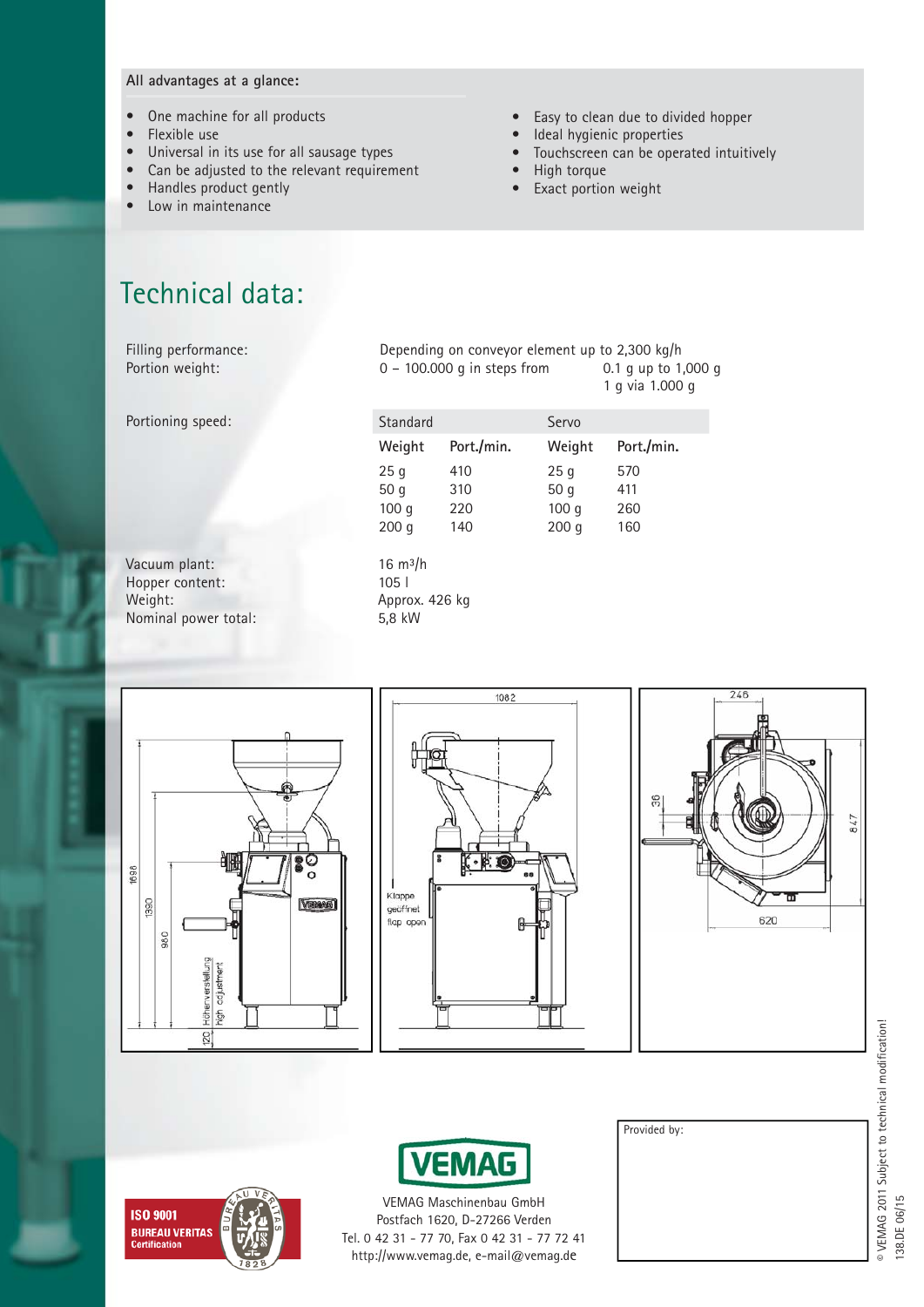**All advantages at a glance:**

- One machine for all products
- Flexible use
- Universal in its use for all sausage types
- Can be adjusted to the relevant requirement
- Handles product gently
- Low in maintenance
- Easy to clean due to divided hopper
- Ideal hygienic properties
- Touchscreen can be operated intuitively
- High torque
- Exact portion weight

# Technical data:

Filling performance: Depending on conveyor element up to 2,300 kg/h

Portion weight: 0 – 100.000 g in steps from 0.1 g up to 1,000 g
1 g via 1.000 g

Portioning speed:

| Standard | | Servo | |
|---|---|---|---|
| Weight | Port./min. | Weight | Port./min. |
| 25 g | 410 | 25 g | 570 |
| 50 g | 310 | 50 g | 411 |
| 100 g | 220 | 100 g | 260 |
| 200 g | 140 | 200 g | 160 |

Vacuum plant: 16 m³/h

Hopper content: 105 l

Weight: Approx. 426 kg

Nominal power total: 5,8 kW

1636
1390
960
120 Höhenverstellung high adjustment

1082
Klappe geöffnet flap open

246
36
847
620

ISO 9001
BUREAU VERITAS
Certification

VEMAG

VEMAG Maschinenbau GmbH
Postfach 1620, D-27266 Verden
Tel. 0 42 31 - 77 70, Fax 0 42 31 - 77 72 41
http://www.vemag.de, e-mail@vemag.de

Provided by:

© VEMAG 2011 Subject to technical modification!
138.DE 06/15